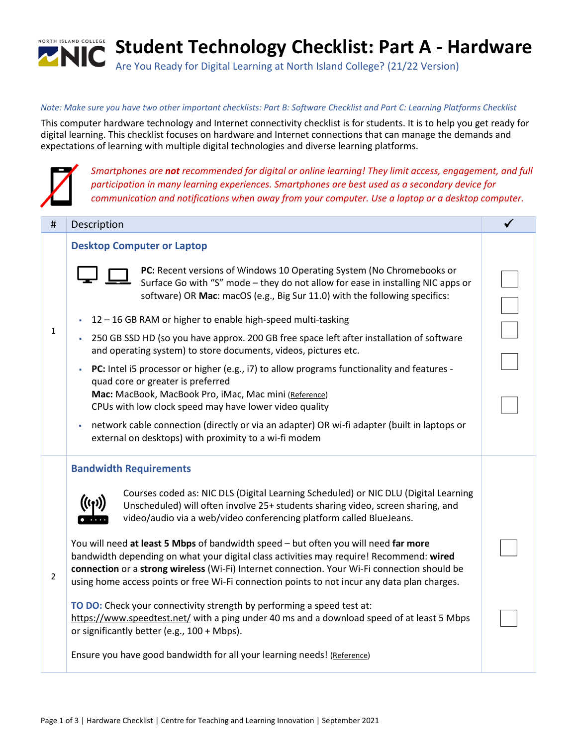# Student Technology Checklist: Part A - Hardware

Are You Ready for Digital Learning at North Island College? (21/22 Version)

*Note: Make sure you have two other important checklists: Part B: Software Checklist and Part C: Learning Platforms Checklist*

This computer hardware technology and Internet connectivity checklist is for students. It is to help you get ready for digital learning. This checklist focuses on hardware and Internet connections that can manage the demands and expectations of learning with multiple digital technologies and diverse learning platforms.

*Smartphones are **not** recommended for digital or online learning! They limit access, engagement, and full participation in many learning experiences. Smartphones are best used as a secondary device for communication and notifications when away from your computer. Use a laptop or a desktop computer.*

| # | Description | ✓ |
|---|---|---|
| 1 | **Desktop Computer or Laptop**<br><br>**PC:** Recent versions of Windows 10 Operating System (No Chromebooks or Surface Go with "S" mode – they do not allow for ease in installing NIC apps or software) OR **Mac**: macOS (e.g., Big Sur 11.0) with the following specifics:<br><br>▪ 12 – 16 GB RAM or higher to enable high-speed multi-tasking<br>▪ 250 GB SSD HD (so you have approx. 200 GB free space left after installation of software and operating system) to store documents, videos, pictures etc.<br>▪ **PC:** Intel i5 processor or higher (e.g., i7) to allow programs functionality and features - quad core or greater is preferred<br>**Mac:** MacBook, MacBook Pro, iMac, Mac mini (Reference)<br>CPUs with low clock speed may have lower video quality<br>▪ network cable connection (directly or via an adapter) OR wi-fi adapter (built in laptops or external on desktops) with proximity to a wi-fi modem | ☐<br>☐<br>☐<br>☐<br>☐ |
| 2 | **Bandwidth Requirements**<br><br>Courses coded as: NIC DLS (Digital Learning Scheduled) or NIC DLU (Digital Learning Unscheduled) will often involve 25+ students sharing video, screen sharing, and video/audio via a web/video conferencing platform called BlueJeans.<br><br>You will need **at least 5 Mbps** of bandwidth speed – but often you will need **far more** bandwidth depending on what your digital class activities may require! Recommend: **wired connection** or a **strong wireless** (Wi-Fi) Internet connection. Your Wi-Fi connection should be using home access points or free Wi-Fi connection points to not incur any data plan charges.<br><br>**TO DO:** Check your connectivity strength by performing a speed test at: https://www.speedtest.net/ with a ping under 40 ms and a download speed of at least 5 Mbps or significantly better (e.g., 100 + Mbps).<br><br>Ensure you have good bandwidth for all your learning needs! (Reference) | ☐<br>☐ |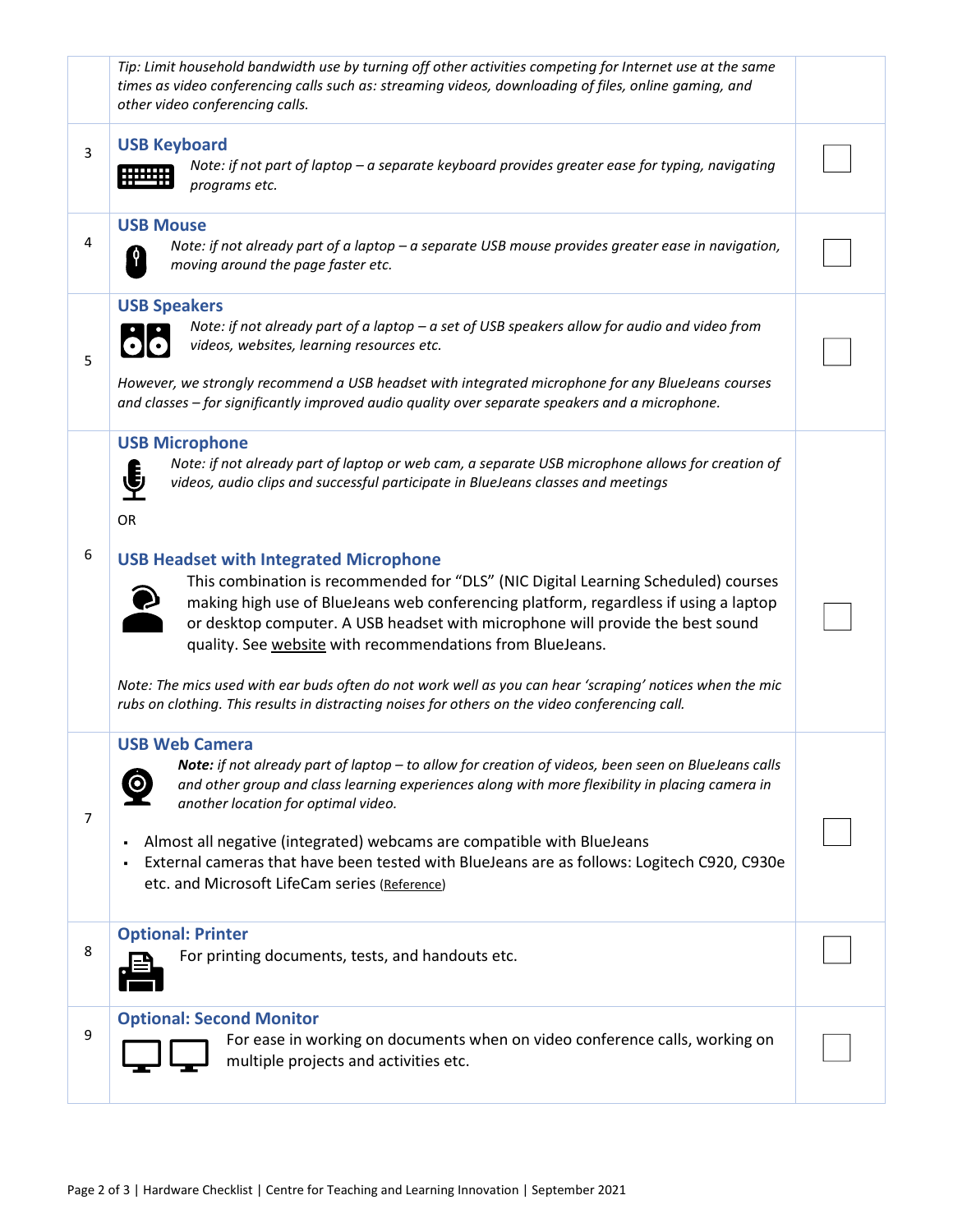| | | |
|---|---|---|
| | *Tip: Limit household bandwidth use by turning off other activities competing for Internet use at the same times as video conferencing calls such as: streaming videos, downloading of files, online gaming, and other video conferencing calls.* | |
| 3 | **USB Keyboard**<br>*Note: if not part of laptop – a separate keyboard provides greater ease for typing, navigating programs etc.* | ☐ |
| 4 | **USB Mouse**<br>*Note: if not already part of a laptop – a separate USB mouse provides greater ease in navigation, moving around the page faster etc.* | ☐ |
| 5 | **USB Speakers**<br>*Note: if not already part of a laptop – a set of USB speakers allow for audio and video from videos, websites, learning resources etc.*<br><br>*However, we strongly recommend a USB headset with integrated microphone for any BlueJeans courses and classes – for significantly improved audio quality over separate speakers and a microphone.* | ☐ |
| 6 | **USB Microphone**<br>*Note: if not already part of laptop or web cam, a separate USB microphone allows for creation of videos, audio clips and successful participate in BlueJeans classes and meetings*<br><br>OR<br><br>**USB Headset with Integrated Microphone**<br>This combination is recommended for "DLS" (NIC Digital Learning Scheduled) courses making high use of BlueJeans web conferencing platform, regardless if using a laptop or desktop computer. A USB headset with microphone will provide the best sound quality. See website with recommendations from BlueJeans.<br><br>*Note: The mics used with ear buds often do not work well as you can hear 'scraping' notices when the mic rubs on clothing. This results in distracting noises for others on the video conferencing call.* | ☐ |
| 7 | **USB Web Camera**<br>***Note:*** *if not already part of laptop – to allow for creation of videos, been seen on BlueJeans calls and other group and class learning experiences along with more flexibility in placing camera in another location for optimal video.*<br><br>▪ Almost all negative (integrated) webcams are compatible with BlueJeans<br>▪ External cameras that have been tested with BlueJeans are as follows: Logitech C920, C930e etc. and Microsoft LifeCam series (Reference) | ☐ |
| 8 | **Optional: Printer**<br>For printing documents, tests, and handouts etc. | ☐ |
| 9 | **Optional: Second Monitor**<br>For ease in working on documents when on video conference calls, working on multiple projects and activities etc. | ☐ |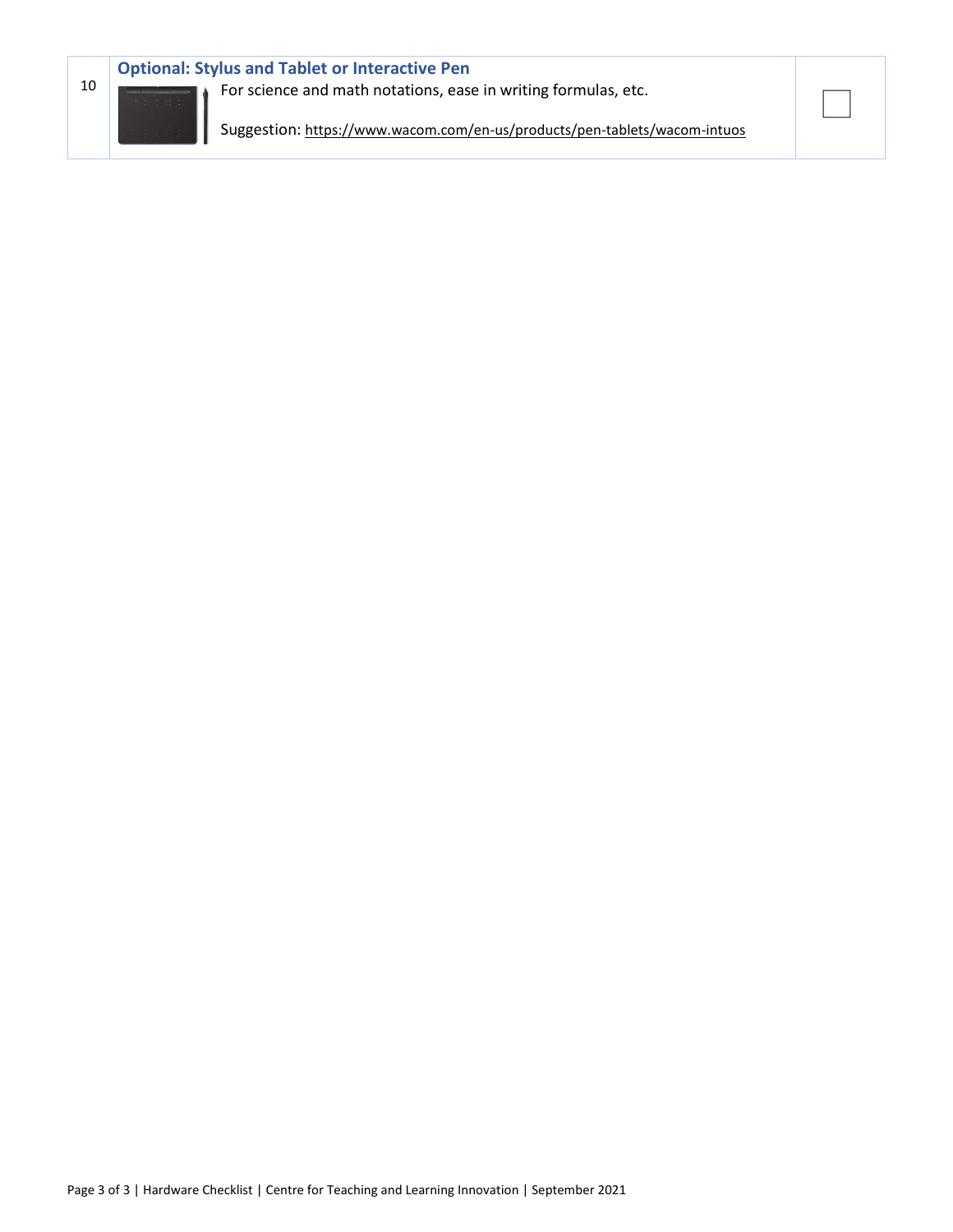| | | |
|---|---|---|
| 10 | **Optional: Stylus and Tablet or Interactive Pen**<br>For science and math notations, ease in writing formulas, etc.<br><br>Suggestion: https://www.wacom.com/en-us/products/pen-tablets/wacom-intuos | ☐ |